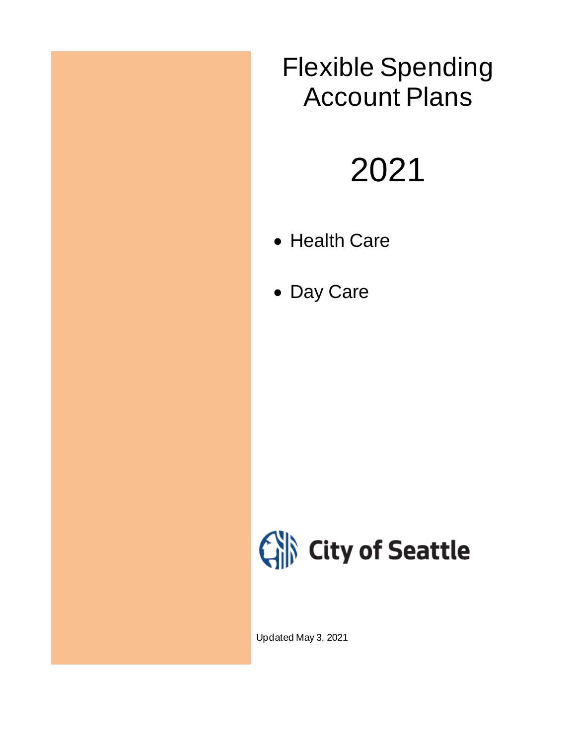# Flexible Spending Account Plans

# 2021

- Health Care
- Day Care

City of Seattle

Updated May 3, 2021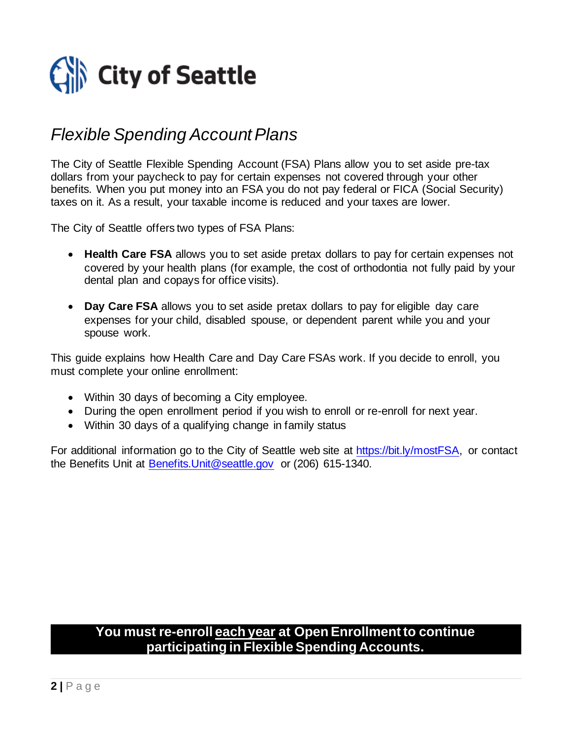# City of Seattle

## *Flexible Spending Account Plans*

The City of Seattle Flexible Spending Account (FSA) Plans allow you to set aside pre-tax dollars from your paycheck to pay for certain expenses not covered through your other benefits. When you put money into an FSA you do not pay federal or FICA (Social Security) taxes on it. As a result, your taxable income is reduced and your taxes are lower.

The City of Seattle offers two types of FSA Plans:

- **Health Care FSA** allows you to set aside pretax dollars to pay for certain expenses not covered by your health plans (for example, the cost of orthodontia not fully paid by your dental plan and copays for office visits).

- **Day Care FSA** allows you to set aside pretax dollars to pay for eligible day care expenses for your child, disabled spouse, or dependent parent while you and your spouse work.

This guide explains how Health Care and Day Care FSAs work. If you decide to enroll, you must complete your online enrollment:

- Within 30 days of becoming a City employee.
- During the open enrollment period if you wish to enroll or re-enroll for next year.
- Within 30 days of a qualifying change in family status

For additional information go to the City of Seattle web site at [https://bit.ly/mostFSA](https://bit.ly/mostFSA), or contact the Benefits Unit at [Benefits.Unit@seattle.gov](mailto:Benefits.Unit@seattle.gov) or (206) 615-1340.

**You must re-enroll <u>each year</u> at Open Enrollment to continue participating in Flexible Spending Accounts.**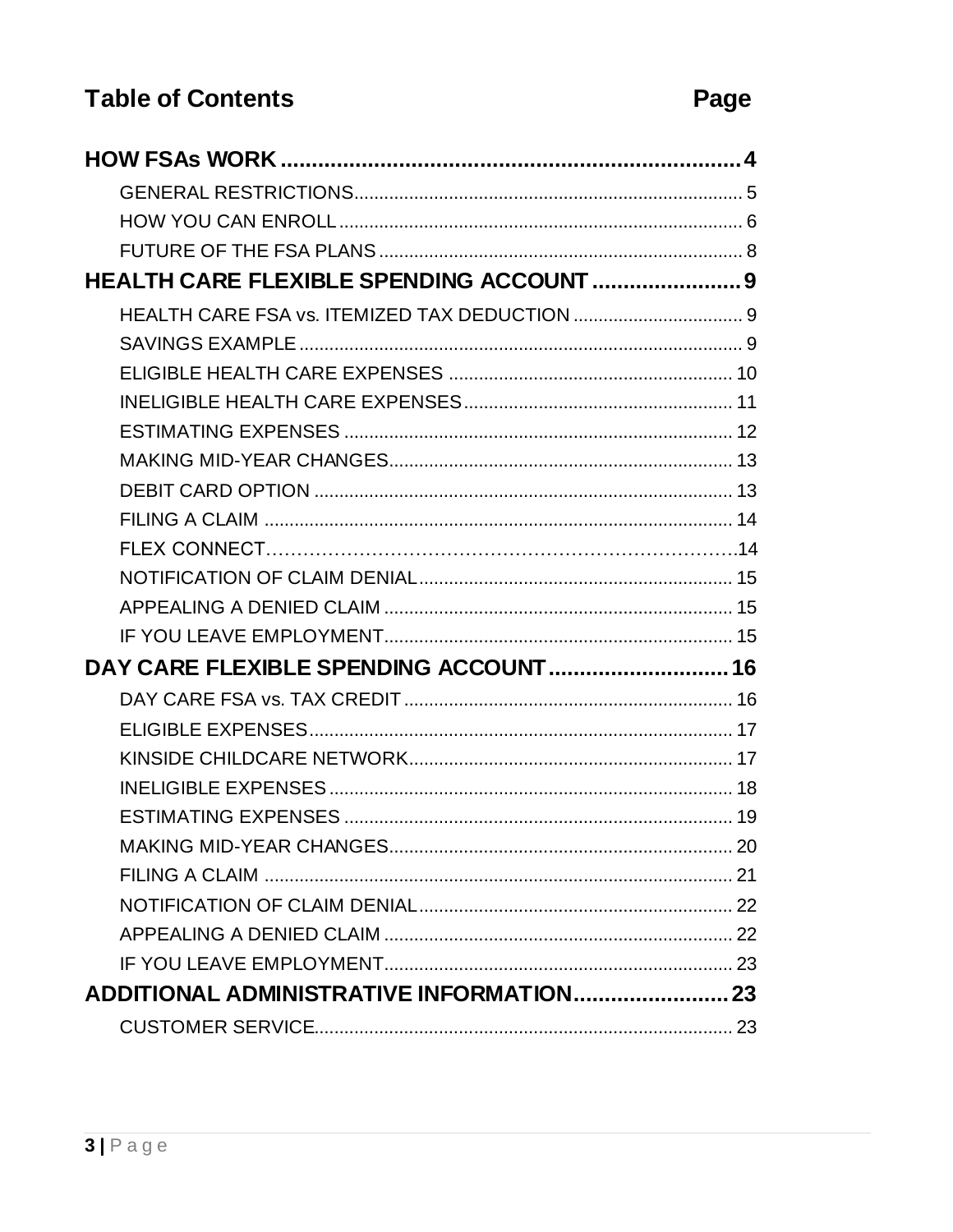# Table of Contents

| Section | Page |
|---|---|
| **HOW FSAs WORK** | **4** |
| GENERAL RESTRICTIONS | 5 |
| HOW YOU CAN ENROLL | 6 |
| FUTURE OF THE FSA PLANS | 8 |
| **HEALTH CARE FLEXIBLE SPENDING ACCOUNT** | **9** |
| HEALTH CARE FSA vs. ITEMIZED TAX DEDUCTION | 9 |
| SAVINGS EXAMPLE | 9 |
| ELIGIBLE HEALTH CARE EXPENSES | 10 |
| INELIGIBLE HEALTH CARE EXPENSES | 11 |
| ESTIMATING EXPENSES | 12 |
| MAKING MID-YEAR CHANGES | 13 |
| DEBIT CARD OPTION | 13 |
| FILING A CLAIM | 14 |
| FLEX CONNECT | 14 |
| NOTIFICATION OF CLAIM DENIAL | 15 |
| APPEALING A DENIED CLAIM | 15 |
| IF YOU LEAVE EMPLOYMENT | 15 |
| **DAY CARE FLEXIBLE SPENDING ACCOUNT** | **16** |
| DAY CARE FSA vs. TAX CREDIT | 16 |
| ELIGIBLE EXPENSES | 17 |
| KINSIDE CHILDCARE NETWORK | 17 |
| INELIGIBLE EXPENSES | 18 |
| ESTIMATING EXPENSES | 19 |
| MAKING MID-YEAR CHANGES | 20 |
| FILING A CLAIM | 21 |
| NOTIFICATION OF CLAIM DENIAL | 22 |
| APPEALING A DENIED CLAIM | 22 |
| IF YOU LEAVE EMPLOYMENT | 23 |
| **ADDITIONAL ADMINISTRATIVE INFORMATION** | **23** |
| CUSTOMER SERVICE | 23 |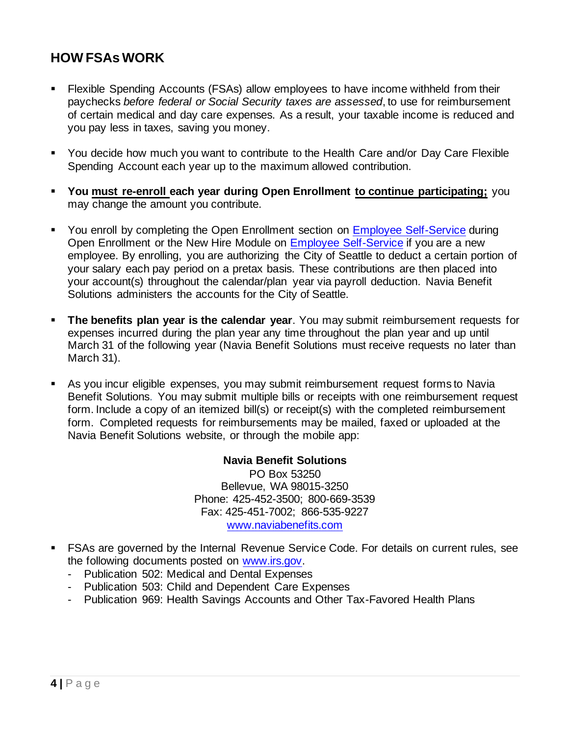## HOW FSAs WORK

- Flexible Spending Accounts (FSAs) allow employees to have income withheld from their paychecks *before federal or Social Security taxes are assessed*, to use for reimbursement of certain medical and day care expenses. As a result, your taxable income is reduced and you pay less in taxes, saving you money.

- You decide how much you want to contribute to the Health Care and/or Day Care Flexible Spending Account each year up to the maximum allowed contribution.

- **You must re-enroll each year during Open Enrollment to continue participating;** you may change the amount you contribute.

- You enroll by completing the Open Enrollment section on Employee Self-Service during Open Enrollment or the New Hire Module on Employee Self-Service if you are a new employee. By enrolling, you are authorizing the City of Seattle to deduct a certain portion of your salary each pay period on a pretax basis. These contributions are then placed into your account(s) throughout the calendar/plan year via payroll deduction. Navia Benefit Solutions administers the accounts for the City of Seattle.

- **The benefits plan year is the calendar year**. You may submit reimbursement requests for expenses incurred during the plan year any time throughout the plan year and up until March 31 of the following year (Navia Benefit Solutions must receive requests no later than March 31).

- As you incur eligible expenses, you may submit reimbursement request forms to Navia Benefit Solutions. You may submit multiple bills or receipts with one reimbursement request form. Include a copy of an itemized bill(s) or receipt(s) with the completed reimbursement form. Completed requests for reimbursements may be mailed, faxed or uploaded at the Navia Benefit Solutions website, or through the mobile app:

**Navia Benefit Solutions**
PO Box 53250
Bellevue, WA 98015-3250
Phone: 425-452-3500; 800-669-3539
Fax: 425-451-7002; 866-535-9227
www.naviabenefits.com

- FSAs are governed by the Internal Revenue Service Code. For details on current rules, see the following documents posted on www.irs.gov.
  - Publication 502: Medical and Dental Expenses
  - Publication 503: Child and Dependent Care Expenses
  - Publication 969: Health Savings Accounts and Other Tax-Favored Health Plans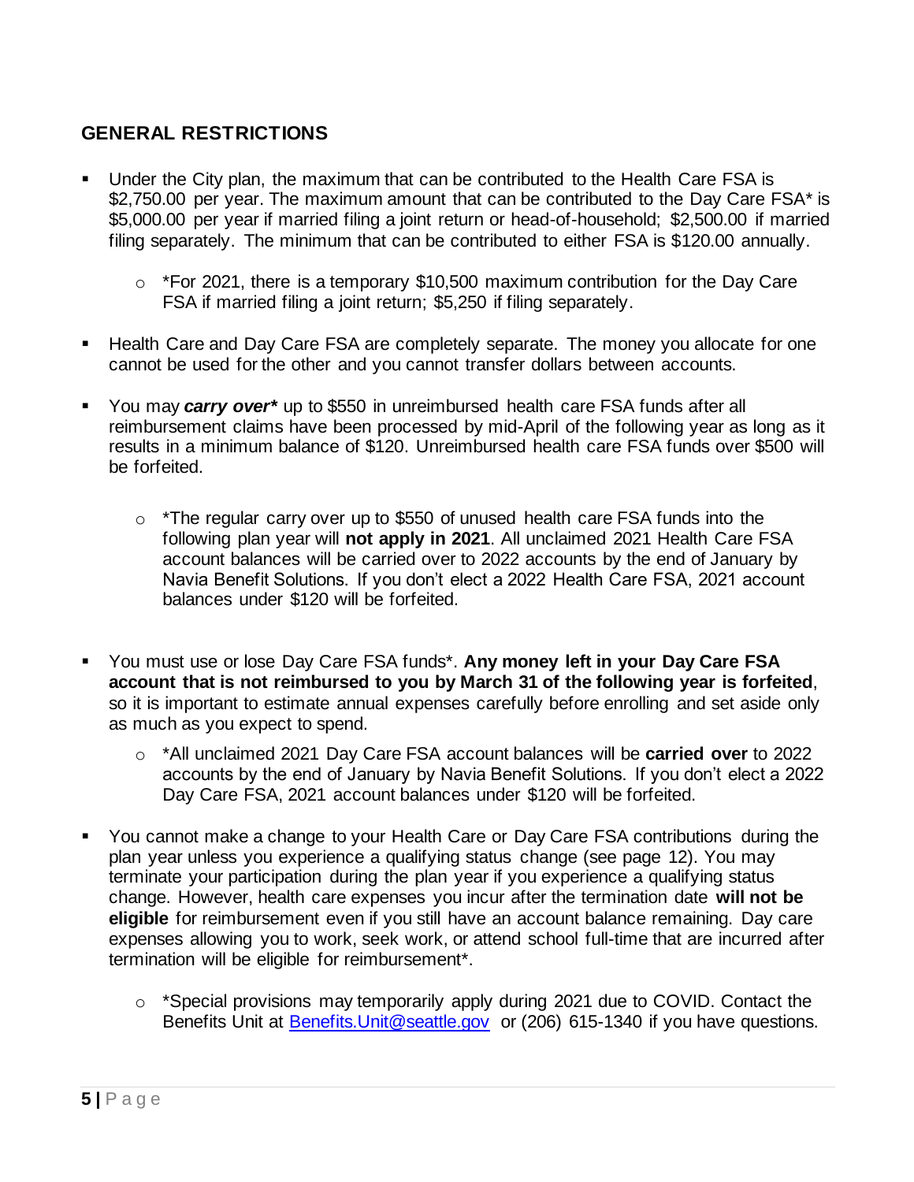## GENERAL RESTRICTIONS

- Under the City plan, the maximum that can be contributed to the Health Care FSA is $2,750.00 per year. The maximum amount that can be contributed to the Day Care FSA* is $5,000.00 per year if married filing a joint return or head-of-household; $2,500.00 if married filing separately. The minimum that can be contributed to either FSA is $120.00 annually.
  - *For 2021, there is a temporary $10,500 maximum contribution for the Day Care FSA if married filing a joint return; $5,250 if filing separately.
- Health Care and Day Care FSA are completely separate. The money you allocate for one cannot be used for the other and you cannot transfer dollars between accounts.
- You may ***carry over**** up to $550 in unreimbursed health care FSA funds after all reimbursement claims have been processed by mid-April of the following year as long as it results in a minimum balance of $120. Unreimbursed health care FSA funds over $500 will be forfeited.
  - *The regular carry over up to $550 of unused health care FSA funds into the following plan year will **not apply in 2021**. All unclaimed 2021 Health Care FSA account balances will be carried over to 2022 accounts by the end of January by Navia Benefit Solutions. If you don't elect a 2022 Health Care FSA, 2021 account balances under $120 will be forfeited.
- You must use or lose Day Care FSA funds*. **Any money left in your Day Care FSA account that is not reimbursed to you by March 31 of the following year is forfeited**, so it is important to estimate annual expenses carefully before enrolling and set aside only as much as you expect to spend.
  - *All unclaimed 2021 Day Care FSA account balances will be **carried over** to 2022 accounts by the end of January by Navia Benefit Solutions. If you don't elect a 2022 Day Care FSA, 2021 account balances under $120 will be forfeited.
- You cannot make a change to your Health Care or Day Care FSA contributions during the plan year unless you experience a qualifying status change (see page 12). You may terminate your participation during the plan year if you experience a qualifying status change. However, health care expenses you incur after the termination date **will not be eligible** for reimbursement even if you still have an account balance remaining. Day care expenses allowing you to work, seek work, or attend school full-time that are incurred after termination will be eligible for reimbursement*.
  - *Special provisions may temporarily apply during 2021 due to COVID. Contact the Benefits Unit at [Benefits.Unit@seattle.gov](mailto:Benefits.Unit@seattle.gov) or (206) 615-1340 if you have questions.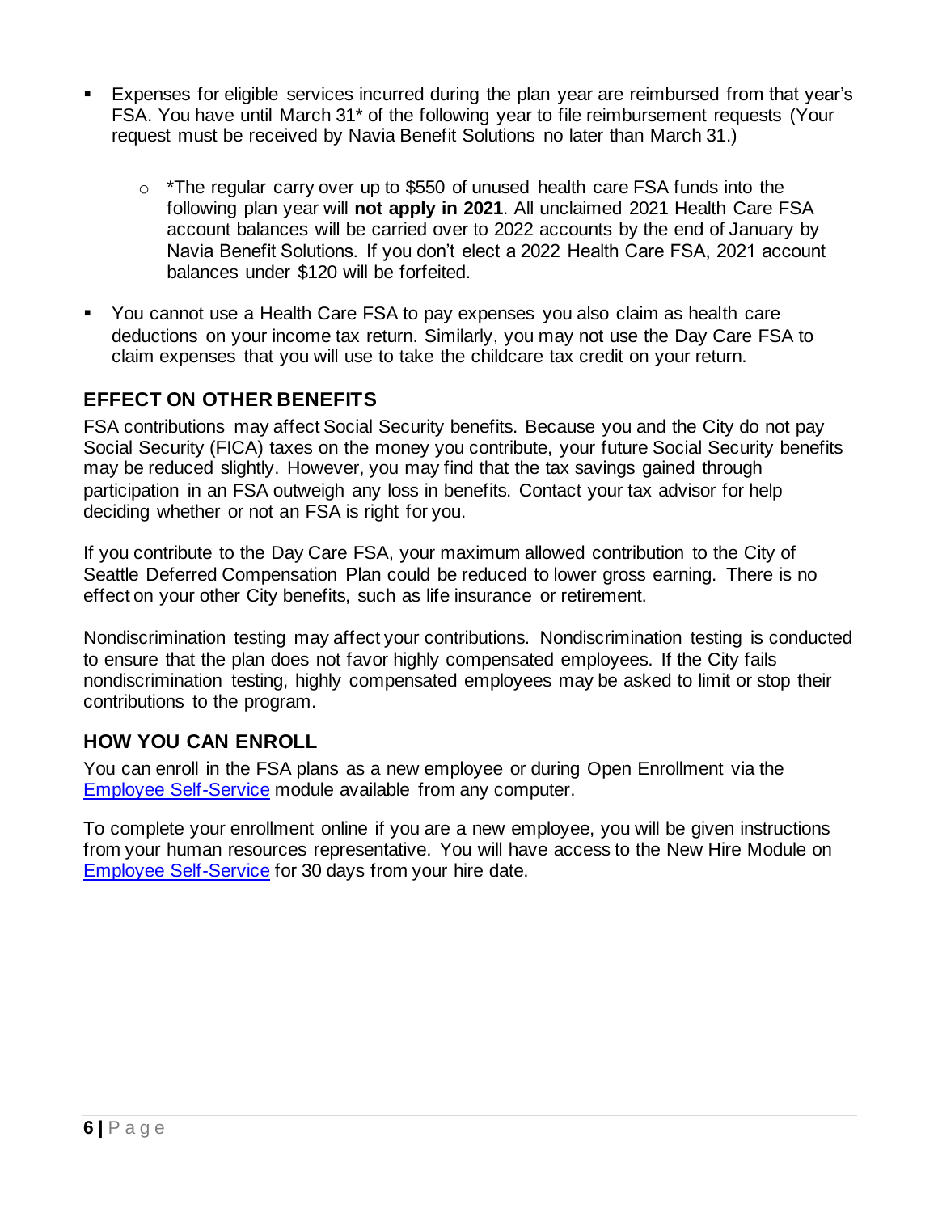- Expenses for eligible services incurred during the plan year are reimbursed from that year's FSA. You have until March 31* of the following year to file reimbursement requests (Your request must be received by Navia Benefit Solutions no later than March 31.)

  - *The regular carry over up to $550 of unused health care FSA funds into the following plan year will **not apply in 2021**. All unclaimed 2021 Health Care FSA account balances will be carried over to 2022 accounts by the end of January by Navia Benefit Solutions. If you don't elect a 2022 Health Care FSA, 2021 account balances under $120 will be forfeited.

- You cannot use a Health Care FSA to pay expenses you also claim as health care deductions on your income tax return. Similarly, you may not use the Day Care FSA to claim expenses that you will use to take the childcare tax credit on your return.

## EFFECT ON OTHER BENEFITS

FSA contributions may affect Social Security benefits. Because you and the City do not pay Social Security (FICA) taxes on the money you contribute, your future Social Security benefits may be reduced slightly. However, you may find that the tax savings gained through participation in an FSA outweigh any loss in benefits. Contact your tax advisor for help deciding whether or not an FSA is right for you.

If you contribute to the Day Care FSA, your maximum allowed contribution to the City of Seattle Deferred Compensation Plan could be reduced to lower gross earning. There is no effect on your other City benefits, such as life insurance or retirement.

Nondiscrimination testing may affect your contributions. Nondiscrimination testing is conducted to ensure that the plan does not favor highly compensated employees. If the City fails nondiscrimination testing, highly compensated employees may be asked to limit or stop their contributions to the program.

## HOW YOU CAN ENROLL

You can enroll in the FSA plans as a new employee or during Open Enrollment via the Employee Self-Service module available from any computer.

To complete your enrollment online if you are a new employee, you will be given instructions from your human resources representative. You will have access to the New Hire Module on Employee Self-Service for 30 days from your hire date.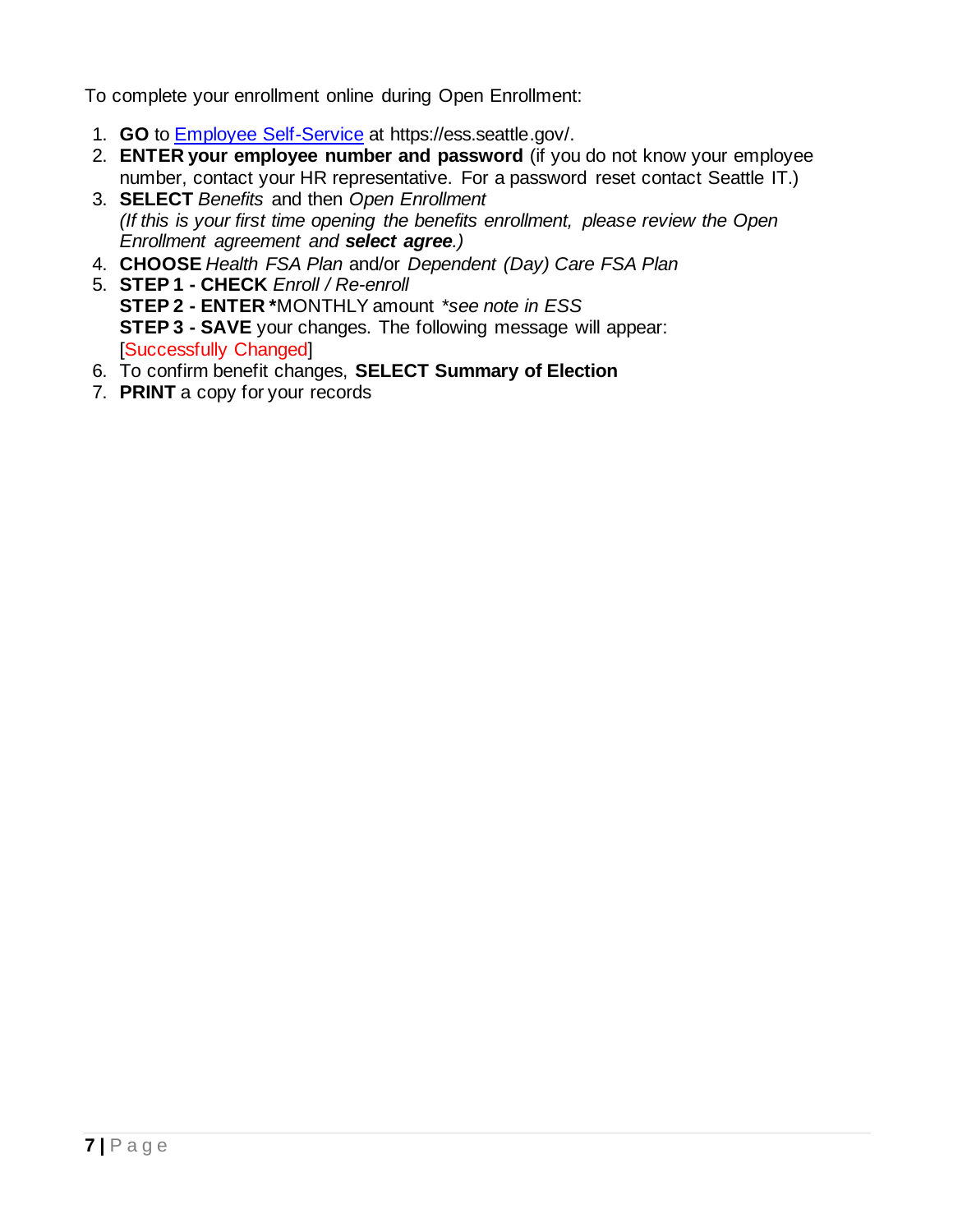To complete your enrollment online during Open Enrollment:

1. **GO** to [Employee Self-Service](https://ess.seattle.gov/) at https://ess.seattle.gov/.
2. **ENTER your employee number and password** (if you do not know your employee number, contact your HR representative. For a password reset contact Seattle IT.)
3. **SELECT** *Benefits* and then *Open Enrollment*
   *(If this is your first time opening the benefits enrollment, please review the Open Enrollment agreement and* ***select agree****.)*
4. **CHOOSE** *Health FSA Plan* and/or *Dependent (Day) Care FSA Plan*
5. **STEP 1 - CHECK** *Enroll / Re-enroll*
   **STEP 2 - ENTER \***MONTHLY amount *\*see note in ESS*
   **STEP 3 - SAVE** your changes. The following message will appear:
   [Successfully Changed]
6. To confirm benefit changes, **SELECT Summary of Election**
7. **PRINT** a copy for your records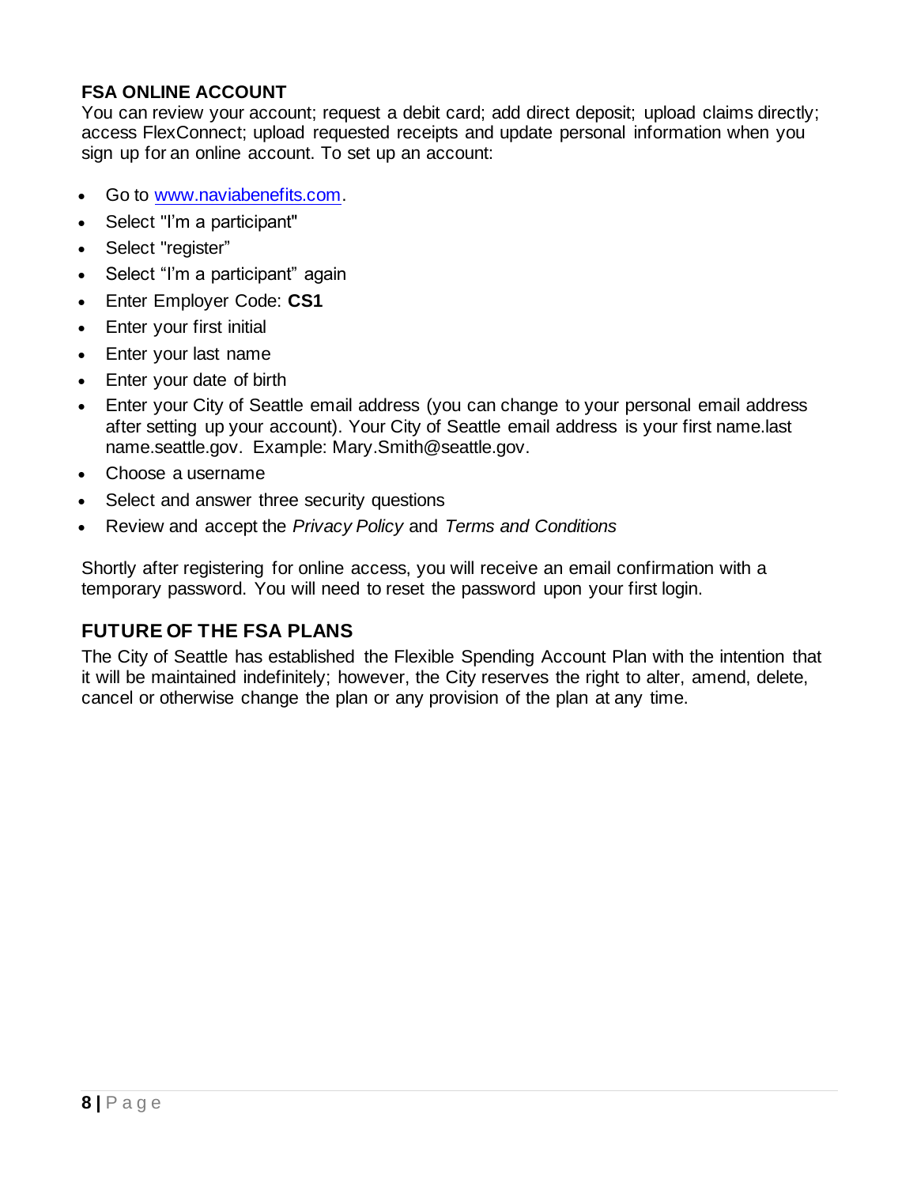## FSA ONLINE ACCOUNT

You can review your account; request a debit card; add direct deposit; upload claims directly; access FlexConnect; upload requested receipts and update personal information when you sign up for an online account. To set up an account:

- Go to [www.naviabenefits.com](http://www.naviabenefits.com).
- Select "I'm a participant"
- Select "register"
- Select "I'm a participant" again
- Enter Employer Code: **CS1**
- Enter your first initial
- Enter your last name
- Enter your date of birth
- Enter your City of Seattle email address (you can change to your personal email address after setting up your account). Your City of Seattle email address is your first name.last name.seattle.gov. Example: Mary.Smith@seattle.gov.
- Choose a username
- Select and answer three security questions
- Review and accept the *Privacy Policy* and *Terms and Conditions*

Shortly after registering for online access, you will receive an email confirmation with a temporary password. You will need to reset the password upon your first login.

## FUTURE OF THE FSA PLANS

The City of Seattle has established the Flexible Spending Account Plan with the intention that it will be maintained indefinitely; however, the City reserves the right to alter, amend, delete, cancel or otherwise change the plan or any provision of the plan at any time.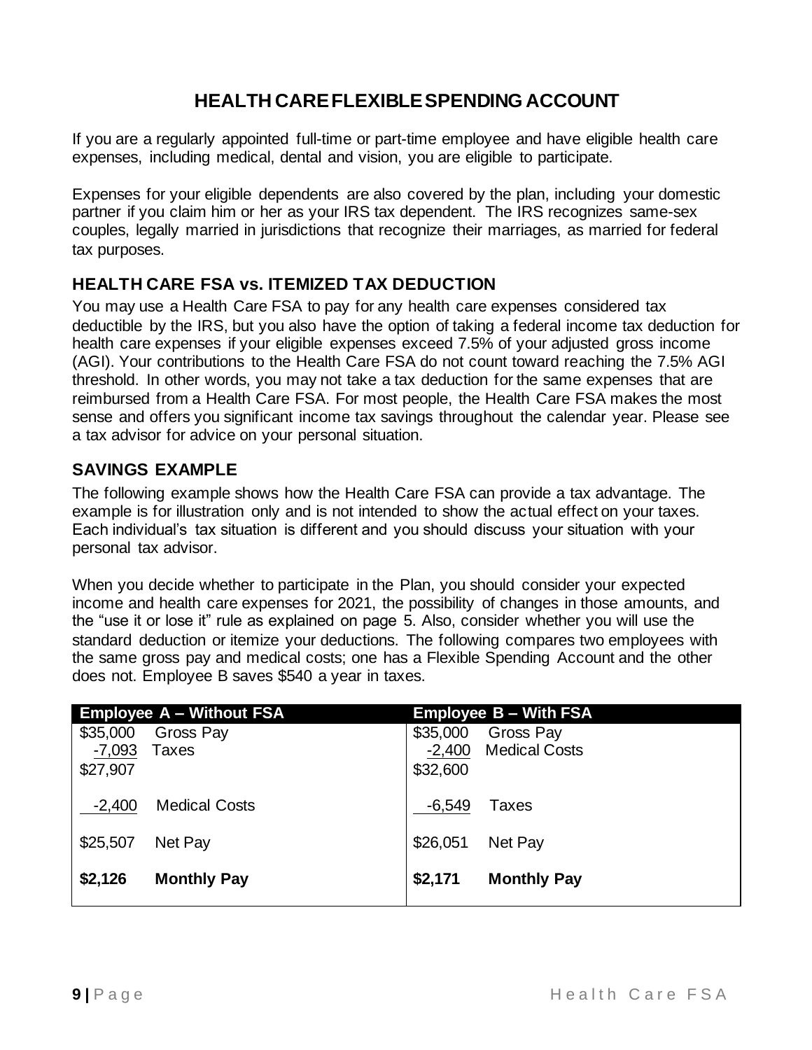# HEALTH CARE FLEXIBLE SPENDING ACCOUNT

If you are a regularly appointed full-time or part-time employee and have eligible health care expenses, including medical, dental and vision, you are eligible to participate.

Expenses for your eligible dependents are also covered by the plan, including your domestic partner if you claim him or her as your IRS tax dependent. The IRS recognizes same-sex couples, legally married in jurisdictions that recognize their marriages, as married for federal tax purposes.

## HEALTH CARE FSA vs. ITEMIZED TAX DEDUCTION

You may use a Health Care FSA to pay for any health care expenses considered tax deductible by the IRS, but you also have the option of taking a federal income tax deduction for health care expenses if your eligible expenses exceed 7.5% of your adjusted gross income (AGI). Your contributions to the Health Care FSA do not count toward reaching the 7.5% AGI threshold. In other words, you may not take a tax deduction for the same expenses that are reimbursed from a Health Care FSA. For most people, the Health Care FSA makes the most sense and offers you significant income tax savings throughout the calendar year. Please see a tax advisor for advice on your personal situation.

## SAVINGS EXAMPLE

The following example shows how the Health Care FSA can provide a tax advantage. The example is for illustration only and is not intended to show the actual effect on your taxes. Each individual's tax situation is different and you should discuss your situation with your personal tax advisor.

When you decide whether to participate in the Plan, you should consider your expected income and health care expenses for 2021, the possibility of changes in those amounts, and the "use it or lose it" rule as explained on page 5. Also, consider whether you will use the standard deduction or itemize your deductions. The following compares two employees with the same gross pay and medical costs; one has a Flexible Spending Account and the other does not. Employee B saves $540 a year in taxes.

| Employee A – Without FSA | | Employee B – With FSA | |
|---|---|---|---|
| $35,000 | Gross Pay | $35,000 | Gross Pay |
| -7,093 | Taxes | -2,400 | Medical Costs |
| $27,907 | | $32,600 | |
| -2,400 | Medical Costs | -6,549 | Taxes |
| $25,507 | Net Pay | $26,051 | Net Pay |
| **$2,126** | **Monthly Pay** | **$2,171** | **Monthly Pay** |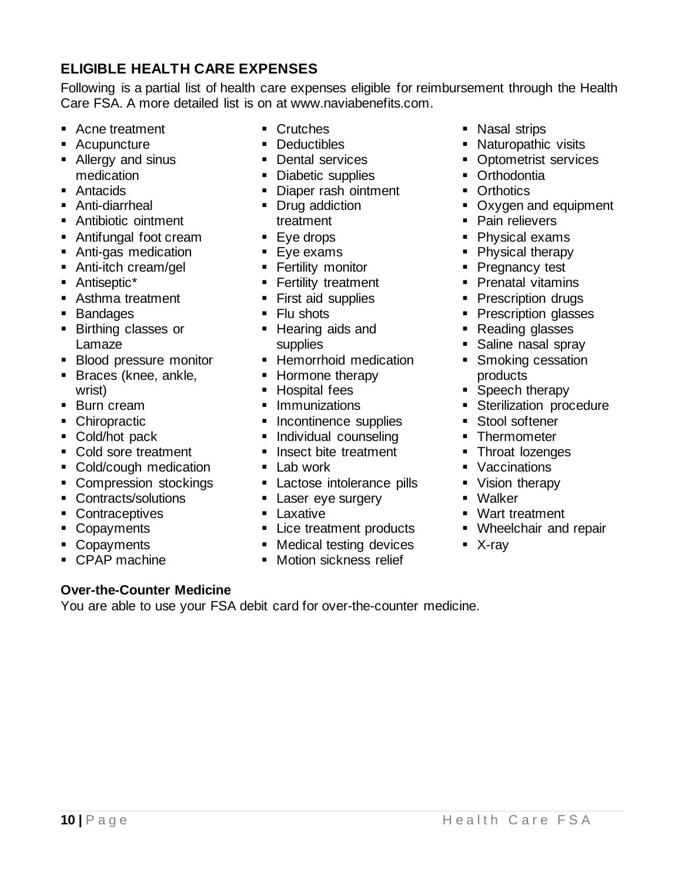## ELIGIBLE HEALTH CARE EXPENSES

Following is a partial list of health care expenses eligible for reimbursement through the Health Care FSA. A more detailed list is on at www.naviabenefits.com.

- Acne treatment
- Acupuncture
- Allergy and sinus medication
- Antacids
- Anti-diarrheal
- Antibiotic ointment
- Antifungal foot cream
- Anti-gas medication
- Anti-itch cream/gel
- Antiseptic*
- Asthma treatment
- Bandages
- Birthing classes or Lamaze
- Blood pressure monitor
- Braces (knee, ankle, wrist)
- Burn cream
- Chiropractic
- Cold/hot pack
- Cold sore treatment
- Cold/cough medication
- Compression stockings
- Contracts/solutions
- Contraceptives
- Copayments
- Copayments
- CPAP machine
- Crutches
- Deductibles
- Dental services
- Diabetic supplies
- Diaper rash ointment
- Drug addiction treatment
- Eye drops
- Eye exams
- Fertility monitor
- Fertility treatment
- First aid supplies
- Flu shots
- Hearing aids and supplies
- Hemorrhoid medication
- Hormone therapy
- Hospital fees
- Immunizations
- Incontinence supplies
- Individual counseling
- Insect bite treatment
- Lab work
- Lactose intolerance pills
- Laser eye surgery
- Laxative
- Lice treatment products
- Medical testing devices
- Motion sickness relief
- Nasal strips
- Naturopathic visits
- Optometrist services
- Orthodontia
- Orthotics
- Oxygen and equipment
- Pain relievers
- Physical exams
- Physical therapy
- Pregnancy test
- Prenatal vitamins
- Prescription drugs
- Prescription glasses
- Reading glasses
- Saline nasal spray
- Smoking cessation products
- Speech therapy
- Sterilization procedure
- Stool softener
- Thermometer
- Throat lozenges
- Vaccinations
- Vision therapy
- Walker
- Wart treatment
- Wheelchair and repair
- X-ray

**Over-the-Counter Medicine**

You are able to use your FSA debit card for over-the-counter medicine.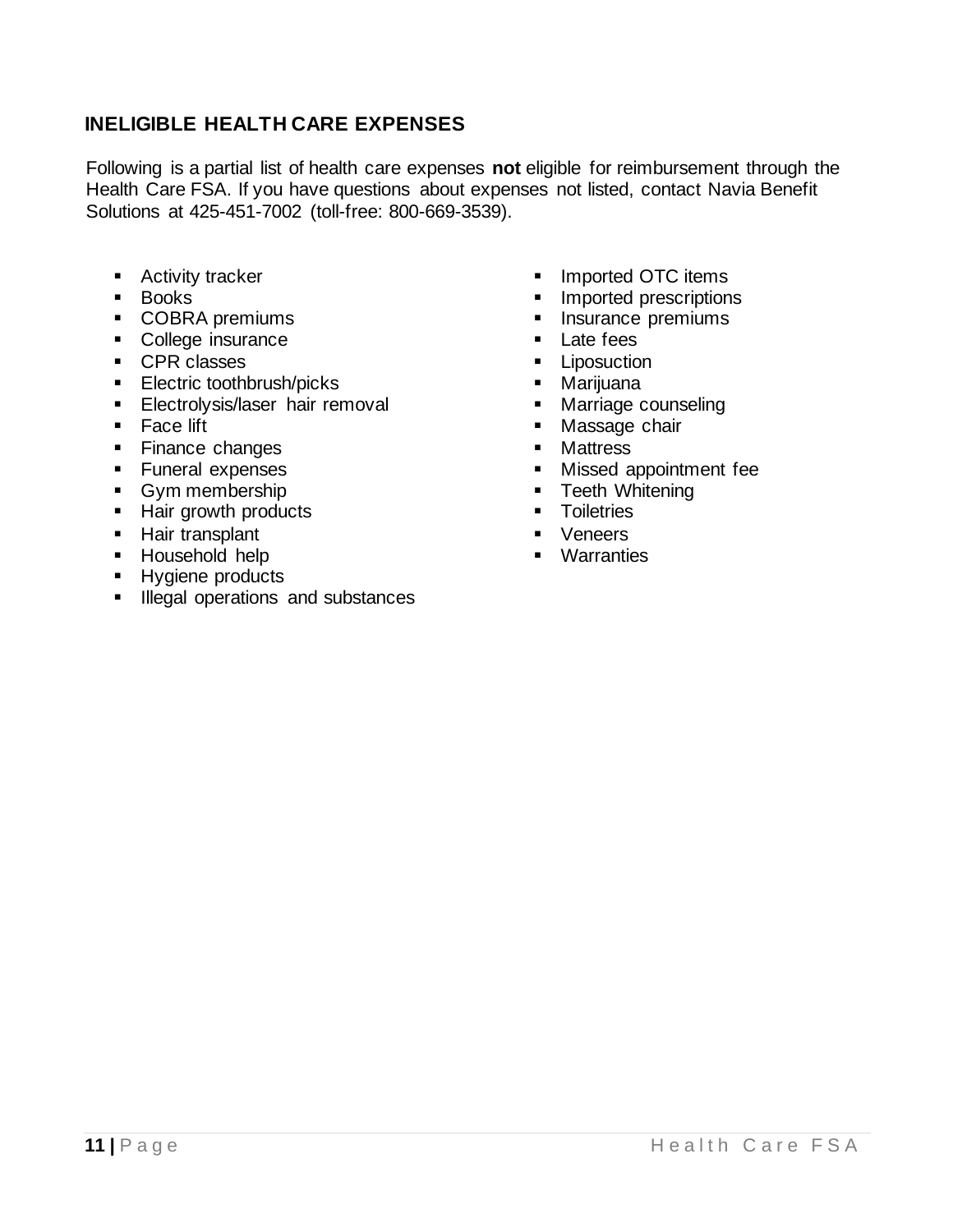## INELIGIBLE HEALTH CARE EXPENSES

Following is a partial list of health care expenses **not** eligible for reimbursement through the Health Care FSA. If you have questions about expenses not listed, contact Navia Benefit Solutions at 425-451-7002 (toll-free: 800-669-3539).

- Activity tracker
- Books
- COBRA premiums
- College insurance
- CPR classes
- Electric toothbrush/picks
- Electrolysis/laser hair removal
- Face lift
- Finance changes
- Funeral expenses
- Gym membership
- Hair growth products
- Hair transplant
- Household help
- Hygiene products
- Illegal operations and substances
- Imported OTC items
- Imported prescriptions
- Insurance premiums
- Late fees
- Liposuction
- Marijuana
- Marriage counseling
- Massage chair
- Mattress
- Missed appointment fee
- Teeth Whitening
- Toiletries
- Veneers
- Warranties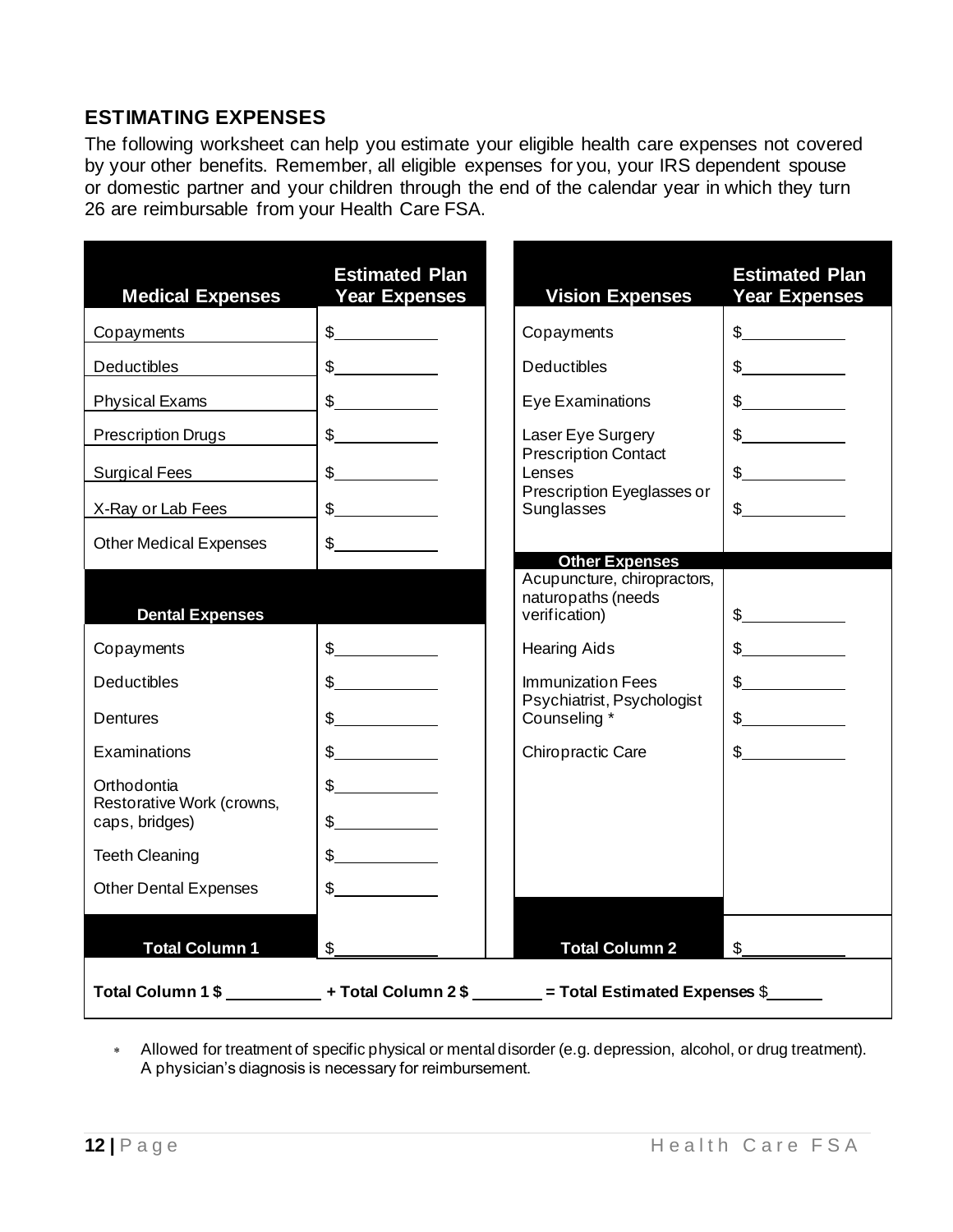## ESTIMATING EXPENSES

The following worksheet can help you estimate your eligible health care expenses not covered by your other benefits. Remember, all eligible expenses for you, your IRS dependent spouse or domestic partner and your children through the end of the calendar year in which they turn 26 are reimbursable from your Health Care FSA.

| Medical Expenses | Estimated Plan Year Expenses | Vision Expenses | Estimated Plan Year Expenses |
|---|---|---|---|
| Copayments | $\_\_\_\_\_\_\_\_ | Copayments | $\_\_\_\_\_\_\_\_ |
| Deductibles | $\_\_\_\_\_\_\_\_ | Deductibles | $\_\_\_\_\_\_\_\_ |
| Physical Exams | $\_\_\_\_\_\_\_\_ | Eye Examinations | $\_\_\_\_\_\_\_\_ |
| Prescription Drugs | $\_\_\_\_\_\_\_\_ | Laser Eye Surgery | $\_\_\_\_\_\_\_\_ |
| Surgical Fees | $\_\_\_\_\_\_\_\_ | Prescription Contact Lenses | $\_\_\_\_\_\_\_\_ |
| X-Ray or Lab Fees | $\_\_\_\_\_\_\_\_ | Prescription Eyeglasses or Sunglasses | $\_\_\_\_\_\_\_\_ |
| Other Medical Expenses | $\_\_\_\_\_\_\_\_ | **Other Expenses** | |
| **Dental Expenses** | | Acupuncture, chiropractors, naturopaths (needs verification) | $\_\_\_\_\_\_\_\_ |
| Copayments | $\_\_\_\_\_\_\_\_ | Hearing Aids | $\_\_\_\_\_\_\_\_ |
| Deductibles | $\_\_\_\_\_\_\_\_ | Immunization Fees | $\_\_\_\_\_\_\_\_ |
| Dentures | $\_\_\_\_\_\_\_\_ | Psychiatrist, Psychologist Counseling * | $\_\_\_\_\_\_\_\_ |
| Examinations | $\_\_\_\_\_\_\_\_ | Chiropractic Care | $\_\_\_\_\_\_\_\_ |
| Orthodontia | $\_\_\_\_\_\_\_\_ | | |
| Restorative Work (crowns, caps, bridges) | $\_\_\_\_\_\_\_\_ | | |
| Teeth Cleaning | $\_\_\_\_\_\_\_\_ | | |
| Other Dental Expenses | $\_\_\_\_\_\_\_\_ | | |
| **Total Column 1** | $\_\_\_\_\_\_\_\_ | **Total Column 2** | $\_\_\_\_\_\_\_\_ |

**Total Column 1 $\_\_\_\_\_\_\_\_ + Total Column 2 $\_\_\_\_\_\_\_\_ = Total Estimated Expenses** $\_\_\_\_\_\_

* Allowed for treatment of specific physical or mental disorder (e.g. depression, alcohol, or drug treatment). A physician's diagnosis is necessary for reimbursement.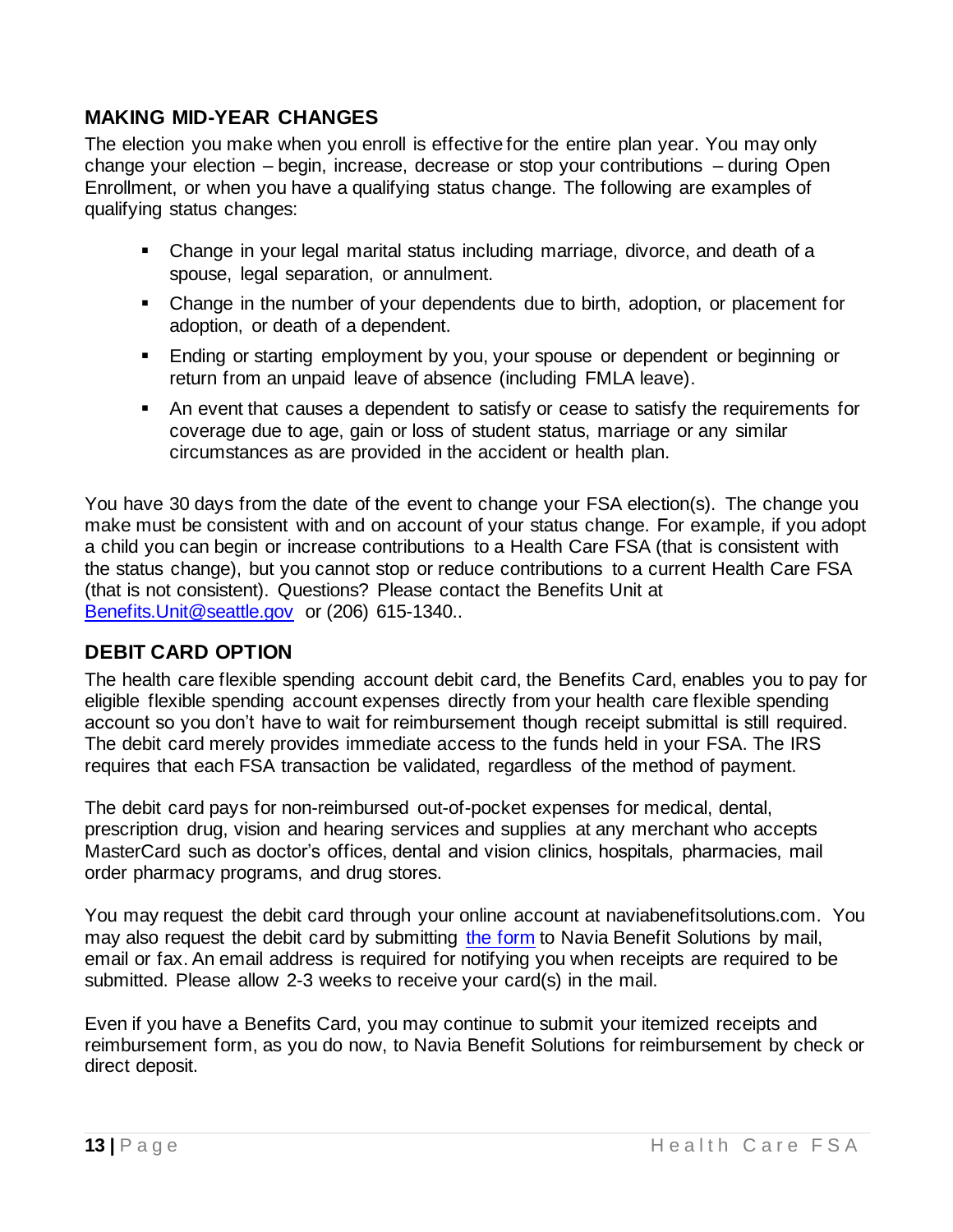## MAKING MID-YEAR CHANGES

The election you make when you enroll is effective for the entire plan year. You may only change your election – begin, increase, decrease or stop your contributions – during Open Enrollment, or when you have a qualifying status change. The following are examples of qualifying status changes:

- Change in your legal marital status including marriage, divorce, and death of a spouse, legal separation, or annulment.
- Change in the number of your dependents due to birth, adoption, or placement for adoption, or death of a dependent.
- Ending or starting employment by you, your spouse or dependent or beginning or return from an unpaid leave of absence (including FMLA leave).
- An event that causes a dependent to satisfy or cease to satisfy the requirements for coverage due to age, gain or loss of student status, marriage or any similar circumstances as are provided in the accident or health plan.

You have 30 days from the date of the event to change your FSA election(s). The change you make must be consistent with and on account of your status change. For example, if you adopt a child you can begin or increase contributions to a Health Care FSA (that is consistent with the status change), but you cannot stop or reduce contributions to a current Health Care FSA (that is not consistent). Questions? Please contact the Benefits Unit at [Benefits.Unit@seattle.gov](mailto:Benefits.Unit@seattle.gov) or (206) 615-1340..

## DEBIT CARD OPTION

The health care flexible spending account debit card, the Benefits Card, enables you to pay for eligible flexible spending account expenses directly from your health care flexible spending account so you don't have to wait for reimbursement though receipt submittal is still required. The debit card merely provides immediate access to the funds held in your FSA. The IRS requires that each FSA transaction be validated, regardless of the method of payment.

The debit card pays for non-reimbursed out-of-pocket expenses for medical, dental, prescription drug, vision and hearing services and supplies at any merchant who accepts MasterCard such as doctor's offices, dental and vision clinics, hospitals, pharmacies, mail order pharmacy programs, and drug stores.

You may request the debit card through your online account at naviabenefitsolutions.com. You may also request the debit card by submitting the form to Navia Benefit Solutions by mail, email or fax. An email address is required for notifying you when receipts are required to be submitted. Please allow 2-3 weeks to receive your card(s) in the mail.

Even if you have a Benefits Card, you may continue to submit your itemized receipts and reimbursement form, as you do now, to Navia Benefit Solutions for reimbursement by check or direct deposit.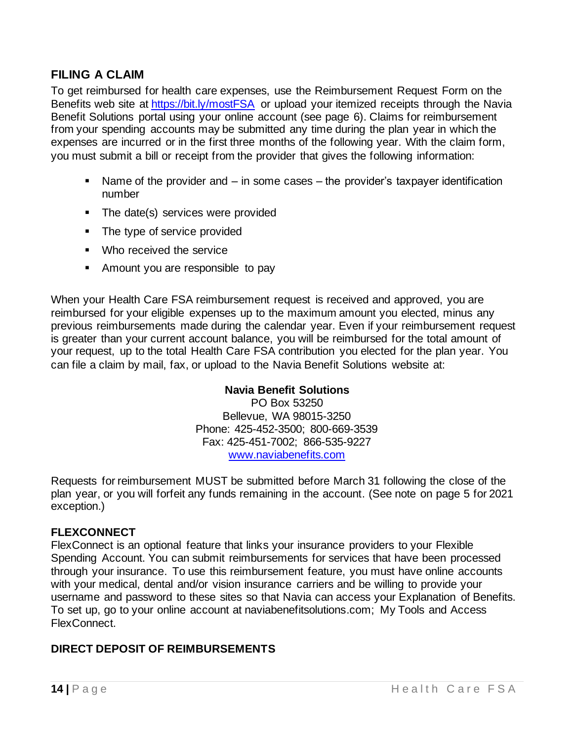## FILING A CLAIM

To get reimbursed for health care expenses, use the Reimbursement Request Form on the Benefits web site at [https://bit.ly/mostFSA](https://bit.ly/mostFSA) or upload your itemized receipts through the Navia Benefit Solutions portal using your online account (see page 6). Claims for reimbursement from your spending accounts may be submitted any time during the plan year in which the expenses are incurred or in the first three months of the following year. With the claim form, you must submit a bill or receipt from the provider that gives the following information:

- Name of the provider and – in some cases – the provider's taxpayer identification number
- The date(s) services were provided
- The type of service provided
- Who received the service
- Amount you are responsible to pay

When your Health Care FSA reimbursement request is received and approved, you are reimbursed for your eligible expenses up to the maximum amount you elected, minus any previous reimbursements made during the calendar year. Even if your reimbursement request is greater than your current account balance, you will be reimbursed for the total amount of your request, up to the total Health Care FSA contribution you elected for the plan year. You can file a claim by mail, fax, or upload to the Navia Benefit Solutions website at:

**Navia Benefit Solutions**
PO Box 53250
Bellevue, WA 98015-3250
Phone: 425-452-3500; 800-669-3539
Fax: 425-451-7002; 866-535-9227
[www.naviabenefits.com](www.naviabenefits.com)

Requests for reimbursement MUST be submitted before March 31 following the close of the plan year, or you will forfeit any funds remaining in the account. (See note on page 5 for 2021 exception.)

## FLEXCONNECT

FlexConnect is an optional feature that links your insurance providers to your Flexible Spending Account. You can submit reimbursements for services that have been processed through your insurance. To use this reimbursement feature, you must have online accounts with your medical, dental and/or vision insurance carriers and be willing to provide your username and password to these sites so that Navia can access your Explanation of Benefits. To set up, go to your online account at naviabenefitsolutions.com; My Tools and Access FlexConnect.

## DIRECT DEPOSIT OF REIMBURSEMENTS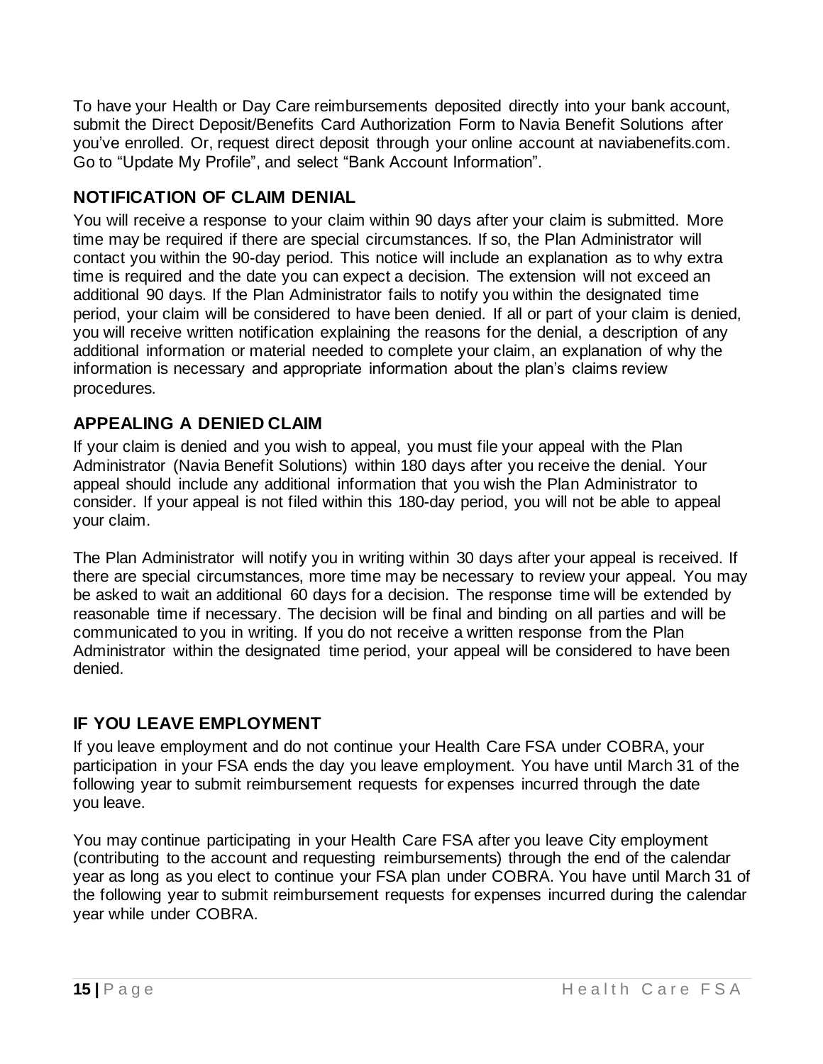To have your Health or Day Care reimbursements deposited directly into your bank account, submit the Direct Deposit/Benefits Card Authorization Form to Navia Benefit Solutions after you've enrolled. Or, request direct deposit through your online account at naviabenefits.com. Go to "Update My Profile", and select "Bank Account Information".

## NOTIFICATION OF CLAIM DENIAL

You will receive a response to your claim within 90 days after your claim is submitted. More time may be required if there are special circumstances. If so, the Plan Administrator will contact you within the 90-day period. This notice will include an explanation as to why extra time is required and the date you can expect a decision. The extension will not exceed an additional 90 days. If the Plan Administrator fails to notify you within the designated time period, your claim will be considered to have been denied. If all or part of your claim is denied, you will receive written notification explaining the reasons for the denial, a description of any additional information or material needed to complete your claim, an explanation of why the information is necessary and appropriate information about the plan's claims review procedures.

## APPEALING A DENIED CLAIM

If your claim is denied and you wish to appeal, you must file your appeal with the Plan Administrator (Navia Benefit Solutions) within 180 days after you receive the denial. Your appeal should include any additional information that you wish the Plan Administrator to consider. If your appeal is not filed within this 180-day period, you will not be able to appeal your claim.

The Plan Administrator will notify you in writing within 30 days after your appeal is received. If there are special circumstances, more time may be necessary to review your appeal. You may be asked to wait an additional 60 days for a decision. The response time will be extended by reasonable time if necessary. The decision will be final and binding on all parties and will be communicated to you in writing. If you do not receive a written response from the Plan Administrator within the designated time period, your appeal will be considered to have been denied.

## IF YOU LEAVE EMPLOYMENT

If you leave employment and do not continue your Health Care FSA under COBRA, your participation in your FSA ends the day you leave employment. You have until March 31 of the following year to submit reimbursement requests for expenses incurred through the date you leave.

You may continue participating in your Health Care FSA after you leave City employment (contributing to the account and requesting reimbursements) through the end of the calendar year as long as you elect to continue your FSA plan under COBRA. You have until March 31 of the following year to submit reimbursement requests for expenses incurred during the calendar year while under COBRA.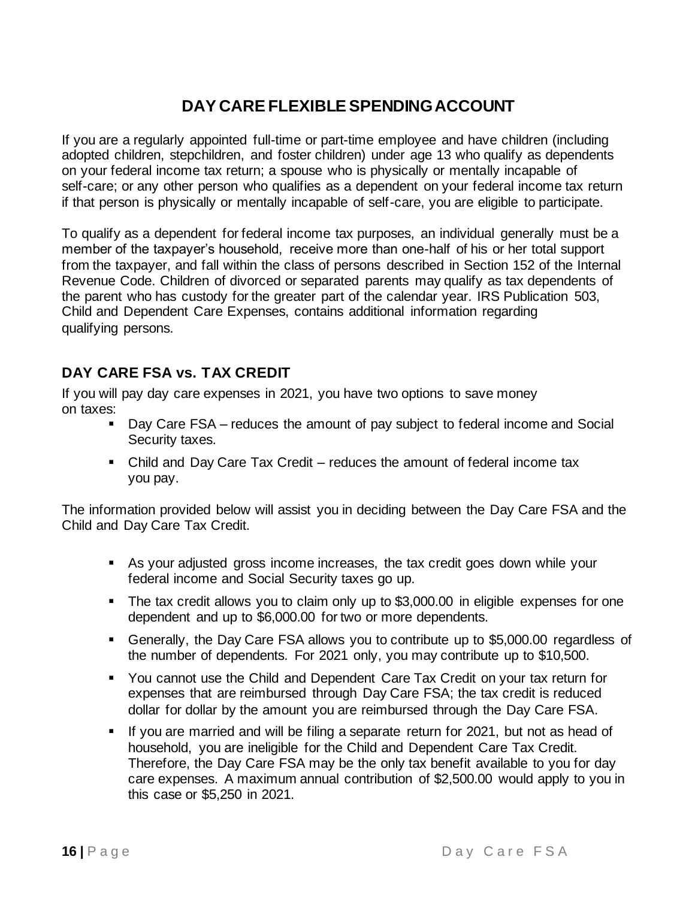# DAY CARE FLEXIBLE SPENDING ACCOUNT

If you are a regularly appointed full-time or part-time employee and have children (including adopted children, stepchildren, and foster children) under age 13 who qualify as dependents on your federal income tax return; a spouse who is physically or mentally incapable of self-care; or any other person who qualifies as a dependent on your federal income tax return if that person is physically or mentally incapable of self-care, you are eligible to participate.

To qualify as a dependent for federal income tax purposes, an individual generally must be a member of the taxpayer's household, receive more than one-half of his or her total support from the taxpayer, and fall within the class of persons described in Section 152 of the Internal Revenue Code. Children of divorced or separated parents may qualify as tax dependents of the parent who has custody for the greater part of the calendar year. IRS Publication 503, Child and Dependent Care Expenses, contains additional information regarding qualifying persons.

## DAY CARE FSA vs. TAX CREDIT

If you will pay day care expenses in 2021, you have two options to save money on taxes:

- Day Care FSA – reduces the amount of pay subject to federal income and Social Security taxes.
- Child and Day Care Tax Credit – reduces the amount of federal income tax you pay.

The information provided below will assist you in deciding between the Day Care FSA and the Child and Day Care Tax Credit.

- As your adjusted gross income increases, the tax credit goes down while your federal income and Social Security taxes go up.
- The tax credit allows you to claim only up to $3,000.00 in eligible expenses for one dependent and up to $6,000.00 for two or more dependents.
- Generally, the Day Care FSA allows you to contribute up to $5,000.00 regardless of the number of dependents. For 2021 only, you may contribute up to $10,500.
- You cannot use the Child and Dependent Care Tax Credit on your tax return for expenses that are reimbursed through Day Care FSA; the tax credit is reduced dollar for dollar by the amount you are reimbursed through the Day Care FSA.
- If you are married and will be filing a separate return for 2021, but not as head of household, you are ineligible for the Child and Dependent Care Tax Credit. Therefore, the Day Care FSA may be the only tax benefit available to you for day care expenses. A maximum annual contribution of $2,500.00 would apply to you in this case or $5,250 in 2021.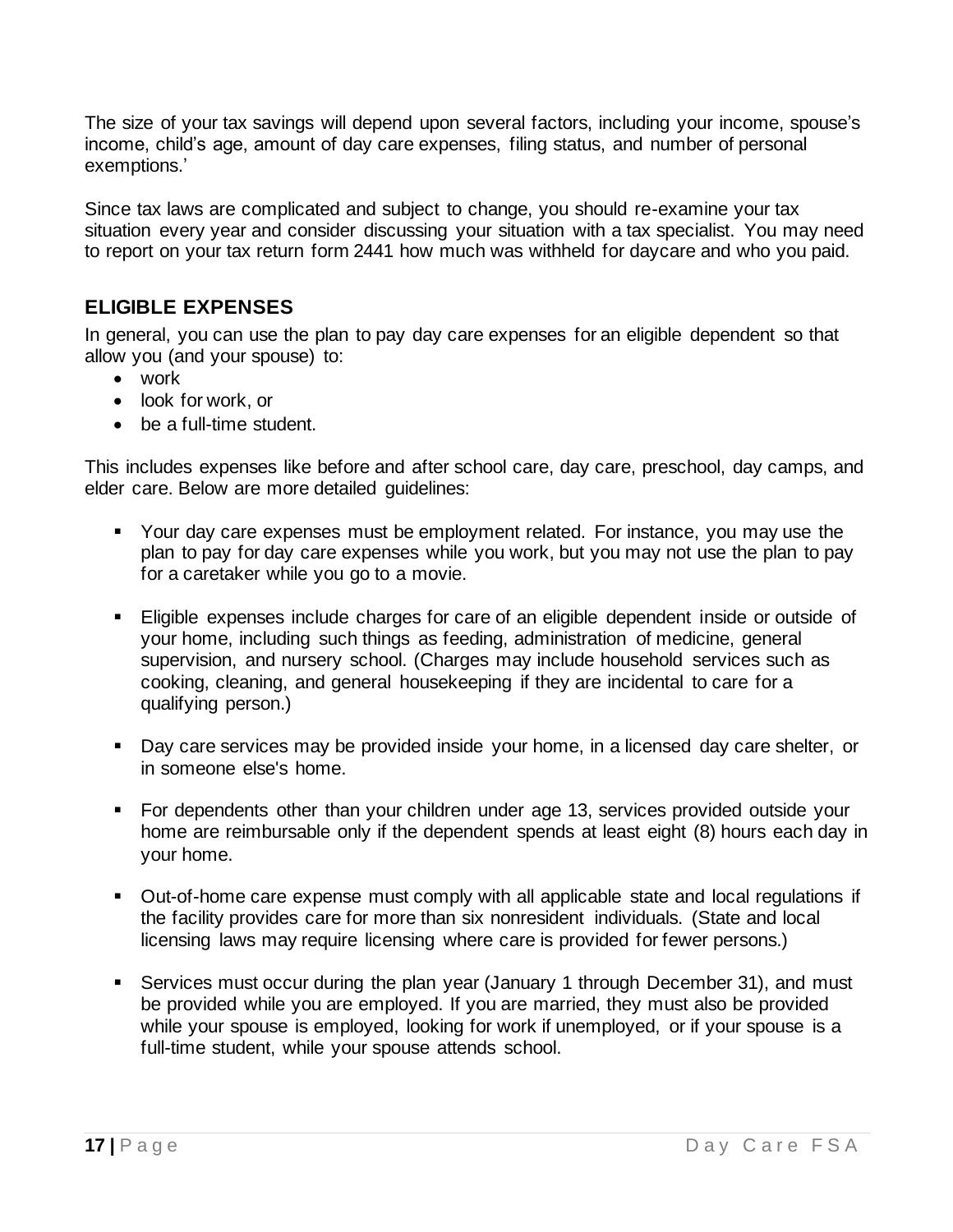The size of your tax savings will depend upon several factors, including your income, spouse's income, child's age, amount of day care expenses, filing status, and number of personal exemptions.'

Since tax laws are complicated and subject to change, you should re-examine your tax situation every year and consider discussing your situation with a tax specialist. You may need to report on your tax return form 2441 how much was withheld for daycare and who you paid.

## ELIGIBLE EXPENSES

In general, you can use the plan to pay day care expenses for an eligible dependent so that allow you (and your spouse) to:

- work
- look for work, or
- be a full-time student.

This includes expenses like before and after school care, day care, preschool, day camps, and elder care. Below are more detailed guidelines:

- Your day care expenses must be employment related. For instance, you may use the plan to pay for day care expenses while you work, but you may not use the plan to pay for a caretaker while you go to a movie.
- Eligible expenses include charges for care of an eligible dependent inside or outside of your home, including such things as feeding, administration of medicine, general supervision, and nursery school. (Charges may include household services such as cooking, cleaning, and general housekeeping if they are incidental to care for a qualifying person.)
- Day care services may be provided inside your home, in a licensed day care shelter, or in someone else's home.
- For dependents other than your children under age 13, services provided outside your home are reimbursable only if the dependent spends at least eight (8) hours each day in your home.
- Out-of-home care expense must comply with all applicable state and local regulations if the facility provides care for more than six nonresident individuals. (State and local licensing laws may require licensing where care is provided for fewer persons.)
- Services must occur during the plan year (January 1 through December 31), and must be provided while you are employed. If you are married, they must also be provided while your spouse is employed, looking for work if unemployed, or if your spouse is a full-time student, while your spouse attends school.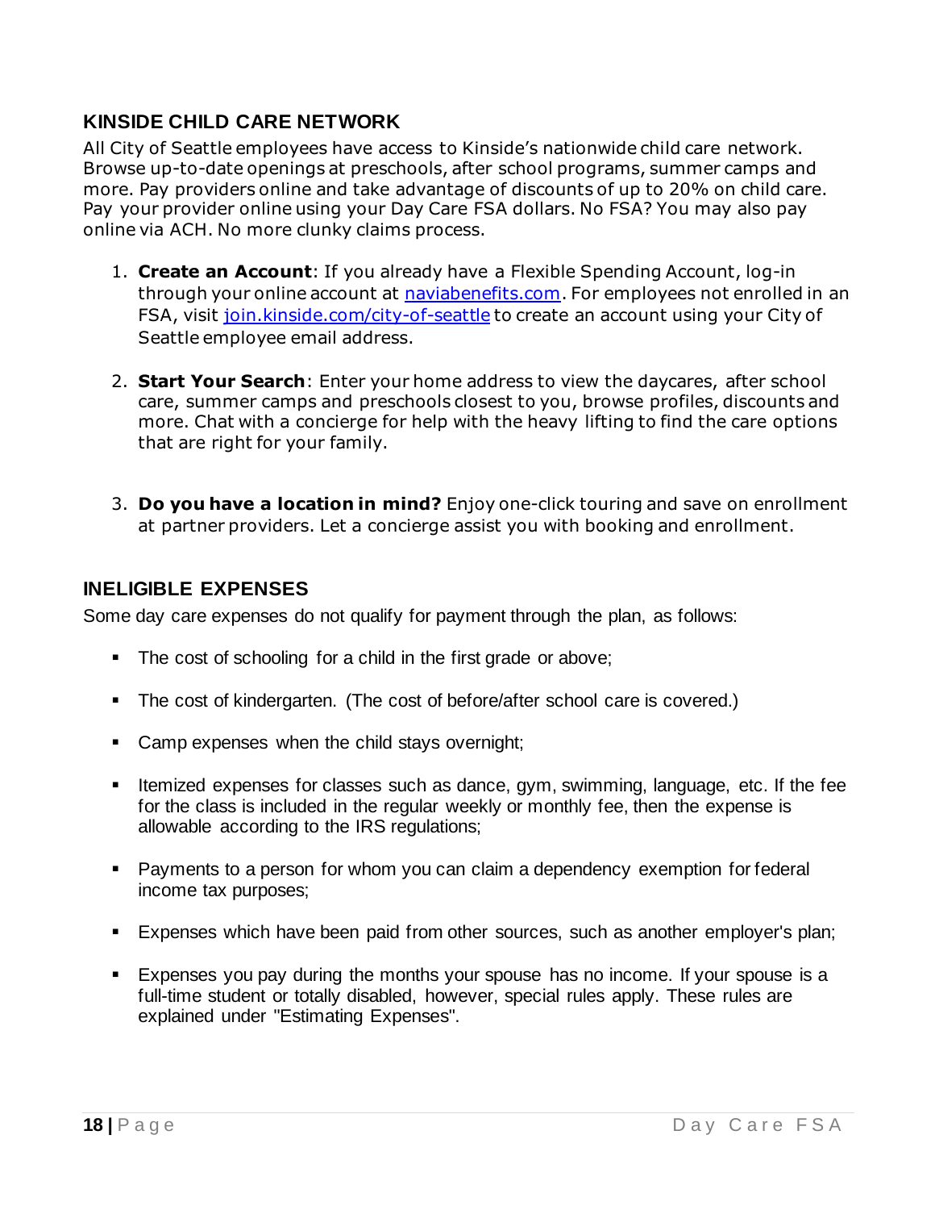## KINSIDE CHILD CARE NETWORK

All City of Seattle employees have access to Kinside's nationwide child care network. Browse up-to-date openings at preschools, after school programs, summer camps and more. Pay providers online and take advantage of discounts of up to 20% on child care. Pay your provider online using your Day Care FSA dollars. No FSA? You may also pay online via ACH. No more clunky claims process.

1. **Create an Account**: If you already have a Flexible Spending Account, log-in through your online account at naviabenefits.com. For employees not enrolled in an FSA, visit join.kinside.com/city-of-seattle to create an account using your City of Seattle employee email address.

2. **Start Your Search**: Enter your home address to view the daycares, after school care, summer camps and preschools closest to you, browse profiles, discounts and more. Chat with a concierge for help with the heavy lifting to find the care options that are right for your family.

3. **Do you have a location in mind?** Enjoy one-click touring and save on enrollment at partner providers. Let a concierge assist you with booking and enrollment.

## INELIGIBLE EXPENSES

Some day care expenses do not qualify for payment through the plan, as follows:

- The cost of schooling for a child in the first grade or above;
- The cost of kindergarten. (The cost of before/after school care is covered.)
- Camp expenses when the child stays overnight;
- Itemized expenses for classes such as dance, gym, swimming, language, etc. If the fee for the class is included in the regular weekly or monthly fee, then the expense is allowable according to the IRS regulations;
- Payments to a person for whom you can claim a dependency exemption for federal income tax purposes;
- Expenses which have been paid from other sources, such as another employer's plan;
- Expenses you pay during the months your spouse has no income. If your spouse is a full-time student or totally disabled, however, special rules apply. These rules are explained under "Estimating Expenses".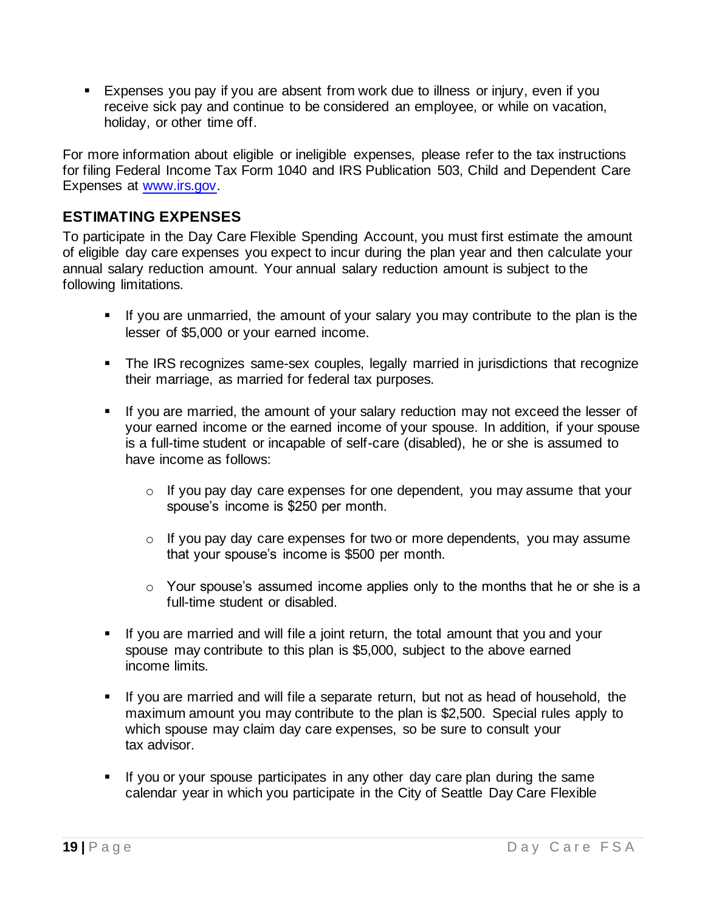- Expenses you pay if you are absent from work due to illness or injury, even if you receive sick pay and continue to be considered an employee, or while on vacation, holiday, or other time off.

For more information about eligible or ineligible expenses, please refer to the tax instructions for filing Federal Income Tax Form 1040 and IRS Publication 503, Child and Dependent Care Expenses at [www.irs.gov](http://www.irs.gov).

## ESTIMATING EXPENSES

To participate in the Day Care Flexible Spending Account, you must first estimate the amount of eligible day care expenses you expect to incur during the plan year and then calculate your annual salary reduction amount. Your annual salary reduction amount is subject to the following limitations.

- If you are unmarried, the amount of your salary you may contribute to the plan is the lesser of $5,000 or your earned income.

- The IRS recognizes same-sex couples, legally married in jurisdictions that recognize their marriage, as married for federal tax purposes.

- If you are married, the amount of your salary reduction may not exceed the lesser of your earned income or the earned income of your spouse. In addition, if your spouse is a full-time student or incapable of self-care (disabled), he or she is assumed to have income as follows:

  - If you pay day care expenses for one dependent, you may assume that your spouse's income is $250 per month.

  - If you pay day care expenses for two or more dependents, you may assume that your spouse's income is $500 per month.

  - Your spouse's assumed income applies only to the months that he or she is a full-time student or disabled.

- If you are married and will file a joint return, the total amount that you and your spouse may contribute to this plan is $5,000, subject to the above earned income limits.

- If you are married and will file a separate return, but not as head of household, the maximum amount you may contribute to the plan is $2,500. Special rules apply to which spouse may claim day care expenses, so be sure to consult your tax advisor.

- If you or your spouse participates in any other day care plan during the same calendar year in which you participate in the City of Seattle Day Care Flexible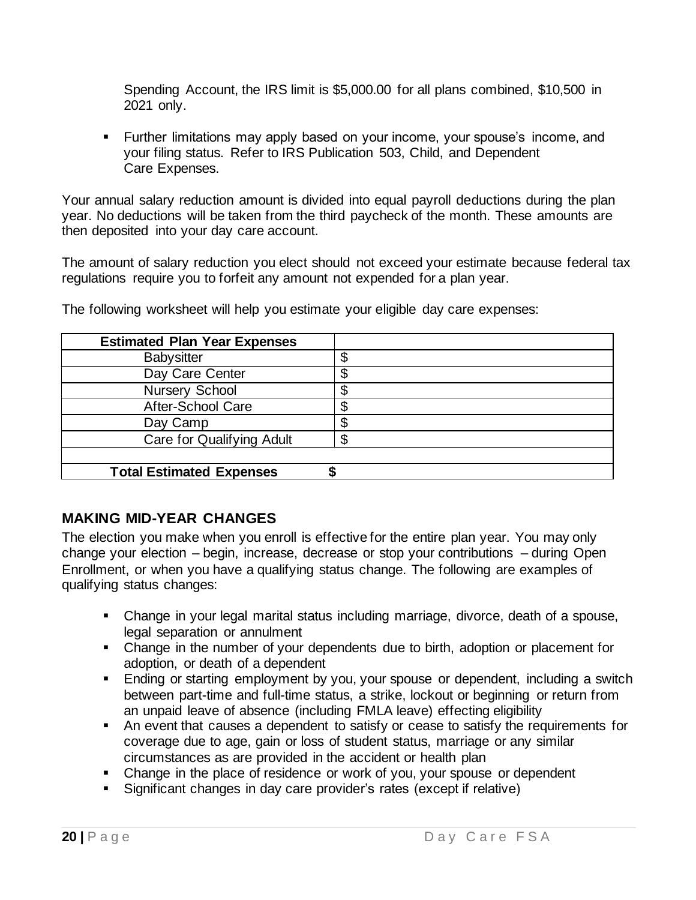Spending Account, the IRS limit is $5,000.00 for all plans combined, $10,500 in 2021 only.

- Further limitations may apply based on your income, your spouse's income, and your filing status. Refer to IRS Publication 503, Child, and Dependent Care Expenses.

Your annual salary reduction amount is divided into equal payroll deductions during the plan year. No deductions will be taken from the third paycheck of the month. These amounts are then deposited into your day care account.

The amount of salary reduction you elect should not exceed your estimate because federal tax regulations require you to forfeit any amount not expended for a plan year.

The following worksheet will help you estimate your eligible day care expenses:

| **Estimated Plan Year Expenses** | |
|---|---|
| Babysitter | $ |
| Day Care Center | $ |
| Nursery School | $ |
| After-School Care | $ |
| Day Camp | $ |
| Care for Qualifying Adult | $ |
| | |
| **Total Estimated Expenses** | **$** |

## MAKING MID-YEAR CHANGES

The election you make when you enroll is effective for the entire plan year. You may only change your election – begin, increase, decrease or stop your contributions – during Open Enrollment, or when you have a qualifying status change. The following are examples of qualifying status changes:

- Change in your legal marital status including marriage, divorce, death of a spouse, legal separation or annulment
- Change in the number of your dependents due to birth, adoption or placement for adoption, or death of a dependent
- Ending or starting employment by you, your spouse or dependent, including a switch between part-time and full-time status, a strike, lockout or beginning or return from an unpaid leave of absence (including FMLA leave) effecting eligibility
- An event that causes a dependent to satisfy or cease to satisfy the requirements for coverage due to age, gain or loss of student status, marriage or any similar circumstances as are provided in the accident or health plan
- Change in the place of residence or work of you, your spouse or dependent
- Significant changes in day care provider's rates (except if relative)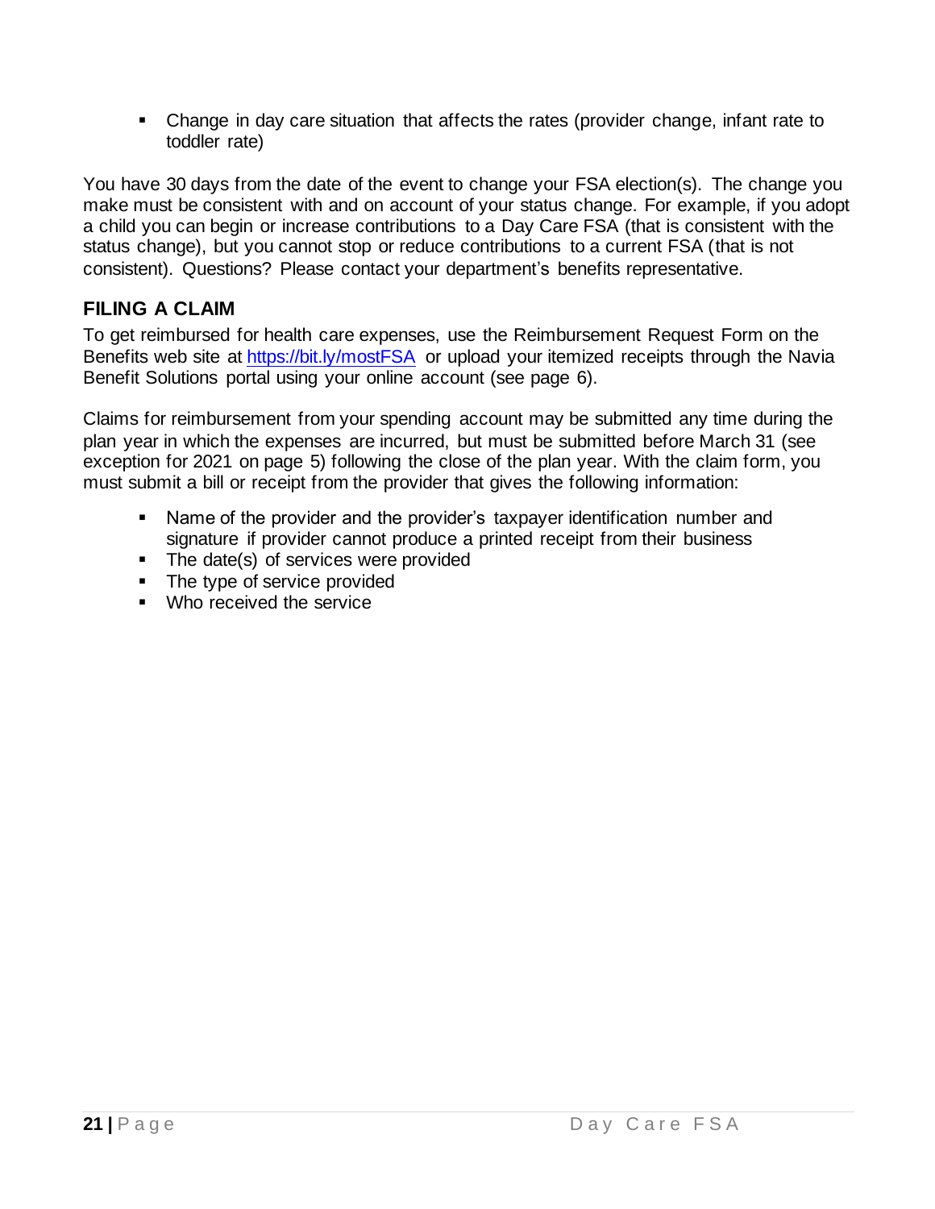- Change in day care situation that affects the rates (provider change, infant rate to toddler rate)

You have 30 days from the date of the event to change your FSA election(s). The change you make must be consistent with and on account of your status change. For example, if you adopt a child you can begin or increase contributions to a Day Care FSA (that is consistent with the status change), but you cannot stop or reduce contributions to a current FSA (that is not consistent). Questions? Please contact your department's benefits representative.

### FILING A CLAIM

To get reimbursed for health care expenses, use the Reimbursement Request Form on the Benefits web site at https://bit.ly/mostFSA or upload your itemized receipts through the Navia Benefit Solutions portal using your online account (see page 6).

Claims for reimbursement from your spending account may be submitted any time during the plan year in which the expenses are incurred, but must be submitted before March 31 (see exception for 2021 on page 5) following the close of the plan year. With the claim form, you must submit a bill or receipt from the provider that gives the following information:

- Name of the provider and the provider's taxpayer identification number and signature if provider cannot produce a printed receipt from their business
- The date(s) of services were provided
- The type of service provided
- Who received the service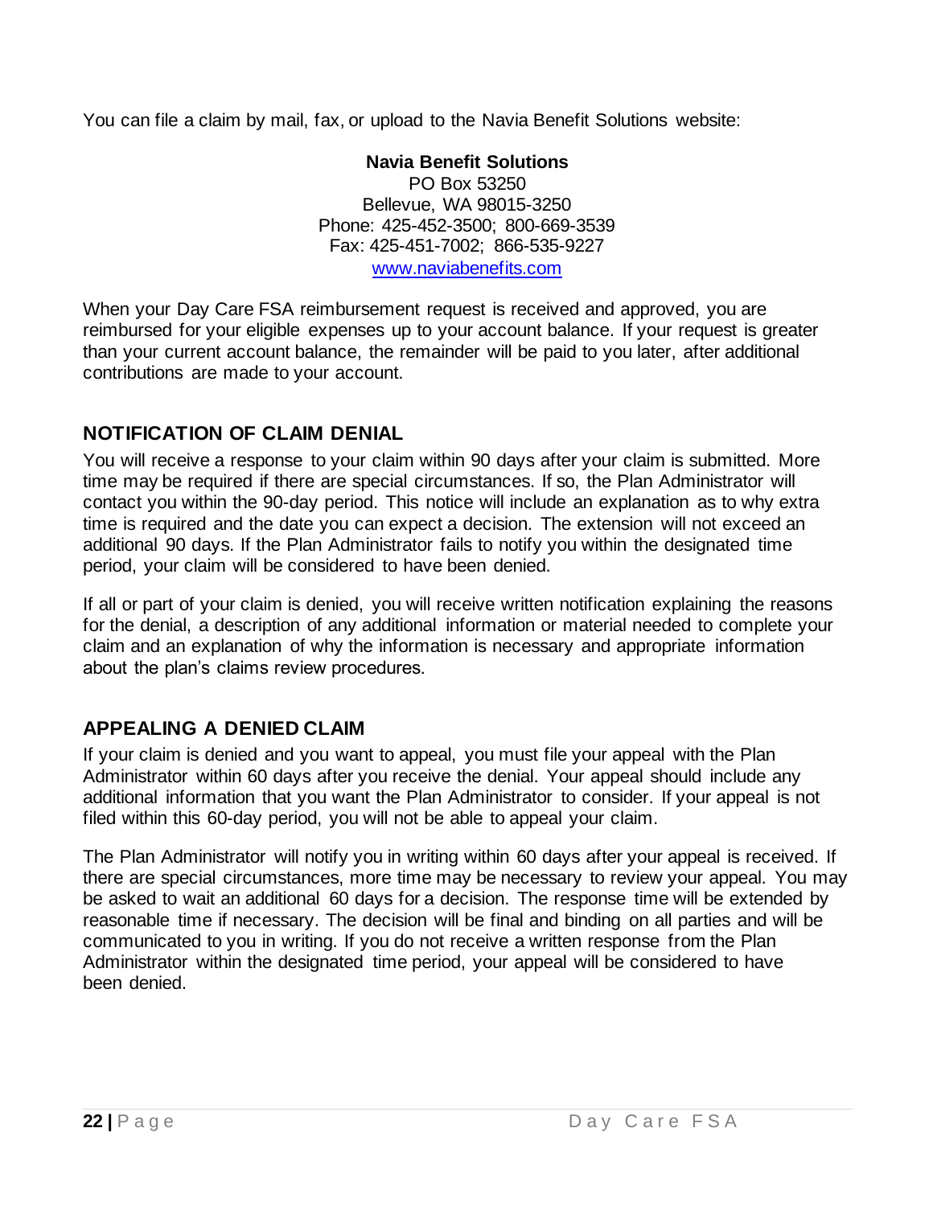You can file a claim by mail, fax, or upload to the Navia Benefit Solutions website:

**Navia Benefit Solutions**
PO Box 53250
Bellevue, WA 98015-3250
Phone: 425-452-3500; 800-669-3539
Fax: 425-451-7002; 866-535-9227
[www.naviabenefits.com](http://www.naviabenefits.com)

When your Day Care FSA reimbursement request is received and approved, you are reimbursed for your eligible expenses up to your account balance. If your request is greater than your current account balance, the remainder will be paid to you later, after additional contributions are made to your account.

## NOTIFICATION OF CLAIM DENIAL

You will receive a response to your claim within 90 days after your claim is submitted. More time may be required if there are special circumstances. If so, the Plan Administrator will contact you within the 90-day period. This notice will include an explanation as to why extra time is required and the date you can expect a decision. The extension will not exceed an additional 90 days. If the Plan Administrator fails to notify you within the designated time period, your claim will be considered to have been denied.

If all or part of your claim is denied, you will receive written notification explaining the reasons for the denial, a description of any additional information or material needed to complete your claim and an explanation of why the information is necessary and appropriate information about the plan's claims review procedures.

## APPEALING A DENIED CLAIM

If your claim is denied and you want to appeal, you must file your appeal with the Plan Administrator within 60 days after you receive the denial. Your appeal should include any additional information that you want the Plan Administrator to consider. If your appeal is not filed within this 60-day period, you will not be able to appeal your claim.

The Plan Administrator will notify you in writing within 60 days after your appeal is received. If there are special circumstances, more time may be necessary to review your appeal. You may be asked to wait an additional 60 days for a decision. The response time will be extended by reasonable time if necessary. The decision will be final and binding on all parties and will be communicated to you in writing. If you do not receive a written response from the Plan Administrator within the designated time period, your appeal will be considered to have been denied.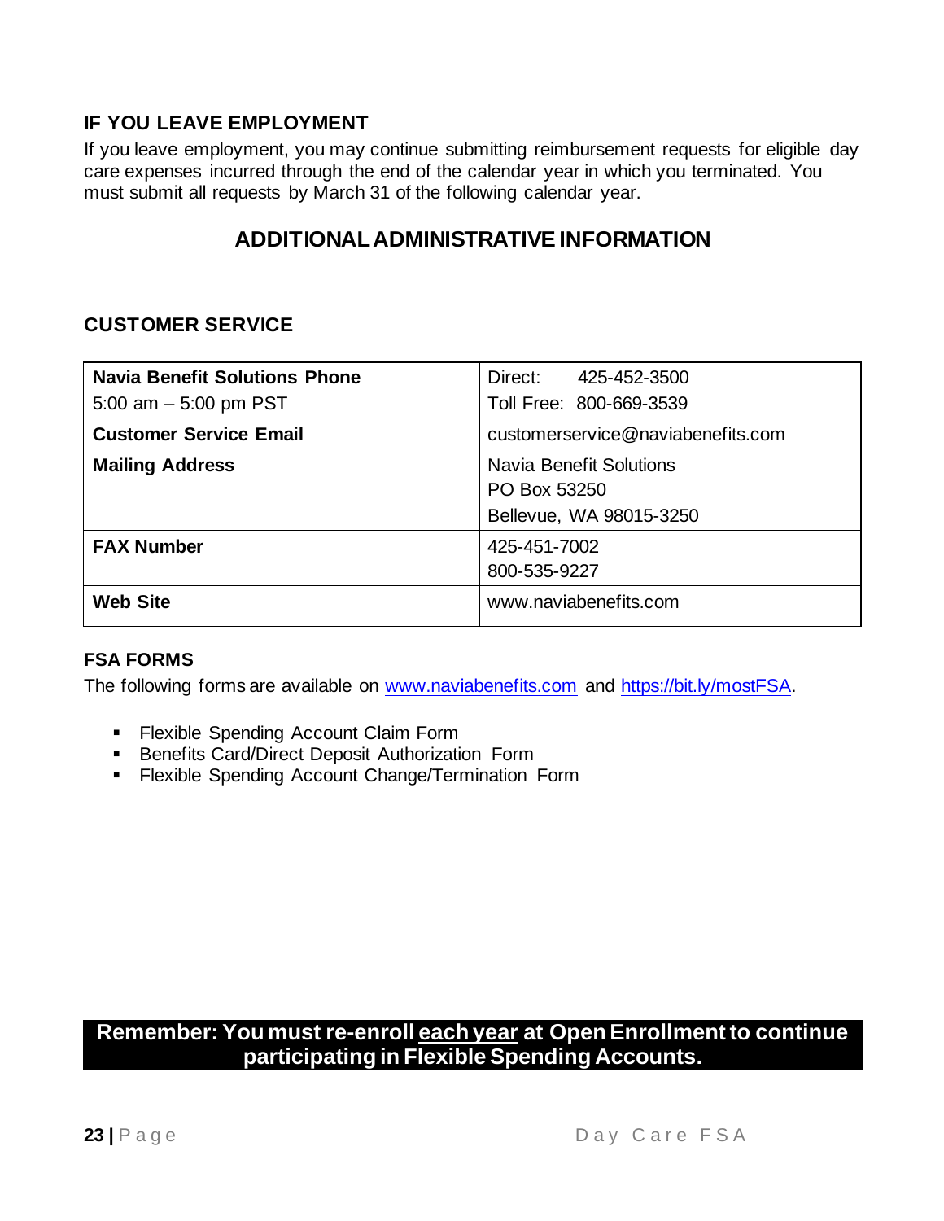### IF YOU LEAVE EMPLOYMENT

If you leave employment, you may continue submitting reimbursement requests for eligible day care expenses incurred through the end of the calendar year in which you terminated. You must submit all requests by March 31 of the following calendar year.

## ADDITIONAL ADMINISTRATIVE INFORMATION

### CUSTOMER SERVICE

| | |
|---|---|
| **Navia Benefit Solutions Phone**<br>5:00 am – 5:00 pm PST | Direct: 425-452-3500<br>Toll Free: 800-669-3539 |
| **Customer Service Email** | customerservice@naviabenefits.com |
| **Mailing Address** | Navia Benefit Solutions<br>PO Box 53250<br>Bellevue, WA 98015-3250 |
| **FAX Number** | 425-451-7002<br>800-535-9227 |
| **Web Site** | www.naviabenefits.com |

### FSA FORMS

The following forms are available on [www.naviabenefits.com](http://www.naviabenefits.com) and [https://bit.ly/mostFSA](https://bit.ly/mostFSA).

- Flexible Spending Account Claim Form
- Benefits Card/Direct Deposit Authorization Form
- Flexible Spending Account Change/Termination Form

**Remember: You must re-enroll <u>each year</u> at Open Enrollment to continue participating in Flexible Spending Accounts.**